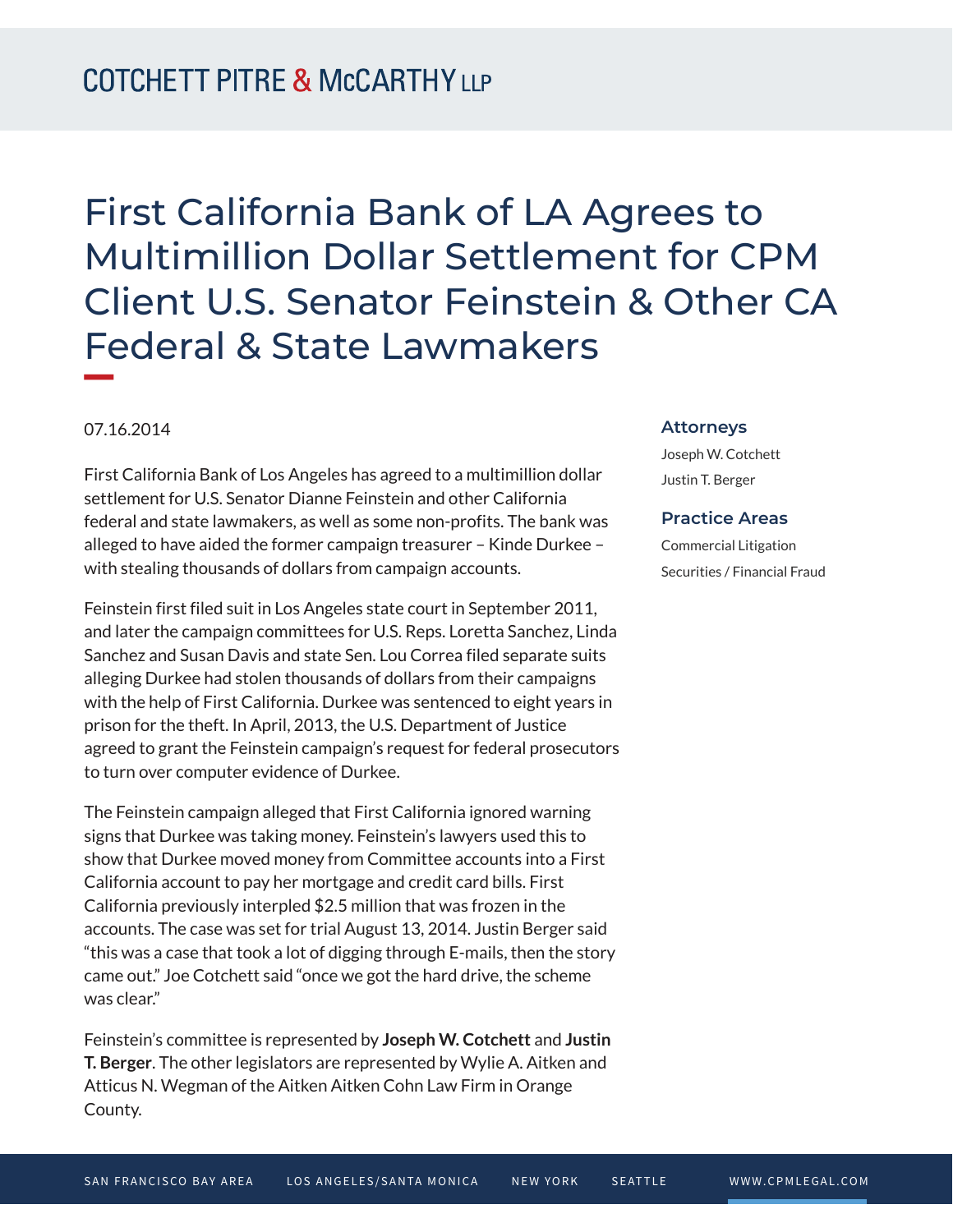# First California Bank of LA Agrees to Multimillion Dollar Settlement for CPM Client U.S. Senator Feinstein & Other CA Federal & State Lawmakers

07.16.2014

First California Bank of Los Angeles has agreed to a multimillion dollar settlement for U.S. Senator Dianne Feinstein and other California federal and state lawmakers, as well as some non-profits. The bank was alleged to have aided the former campaign treasurer – Kinde Durkee – with stealing thousands of dollars from campaign accounts.

Feinstein first filed suit in Los Angeles state court in September 2011, and later the campaign committees for U.S. Reps. Loretta Sanchez, Linda Sanchez and Susan Davis and state Sen. Lou Correa filed separate suits alleging Durkee had stolen thousands of dollars from their campaigns with the help of First California. Durkee was sentenced to eight years in prison for the theft. In April, 2013, the U.S. Department of Justice agreed to grant the Feinstein campaign's request for federal prosecutors to turn over computer evidence of Durkee.

The Feinstein campaign alleged that First California ignored warning signs that Durkee was taking money. Feinstein's lawyers used this to show that Durkee moved money from Committee accounts into a First California account to pay her mortgage and credit card bills. First California previously interpled $2.5 million that was frozen in the accounts. The case was set for trial August 13, 2014. Justin Berger said "this was a case that took a lot of digging through E-mails, then the story came out." Joe Cotchett said "once we got the hard drive, the scheme was clear."

Feinstein's committee is represented by **Joseph W. Cotchett** and **Justin T. Berger**. The other legislators are represented by Wylie A. Aitken and Atticus N. Wegman of the Aitken Aitken Cohn Law Firm in Orange County.

## Attorneys

Joseph W. Cotchett

Justin T. Berger

## Practice Areas

Commercial Litigation

Securities / Financial Fraud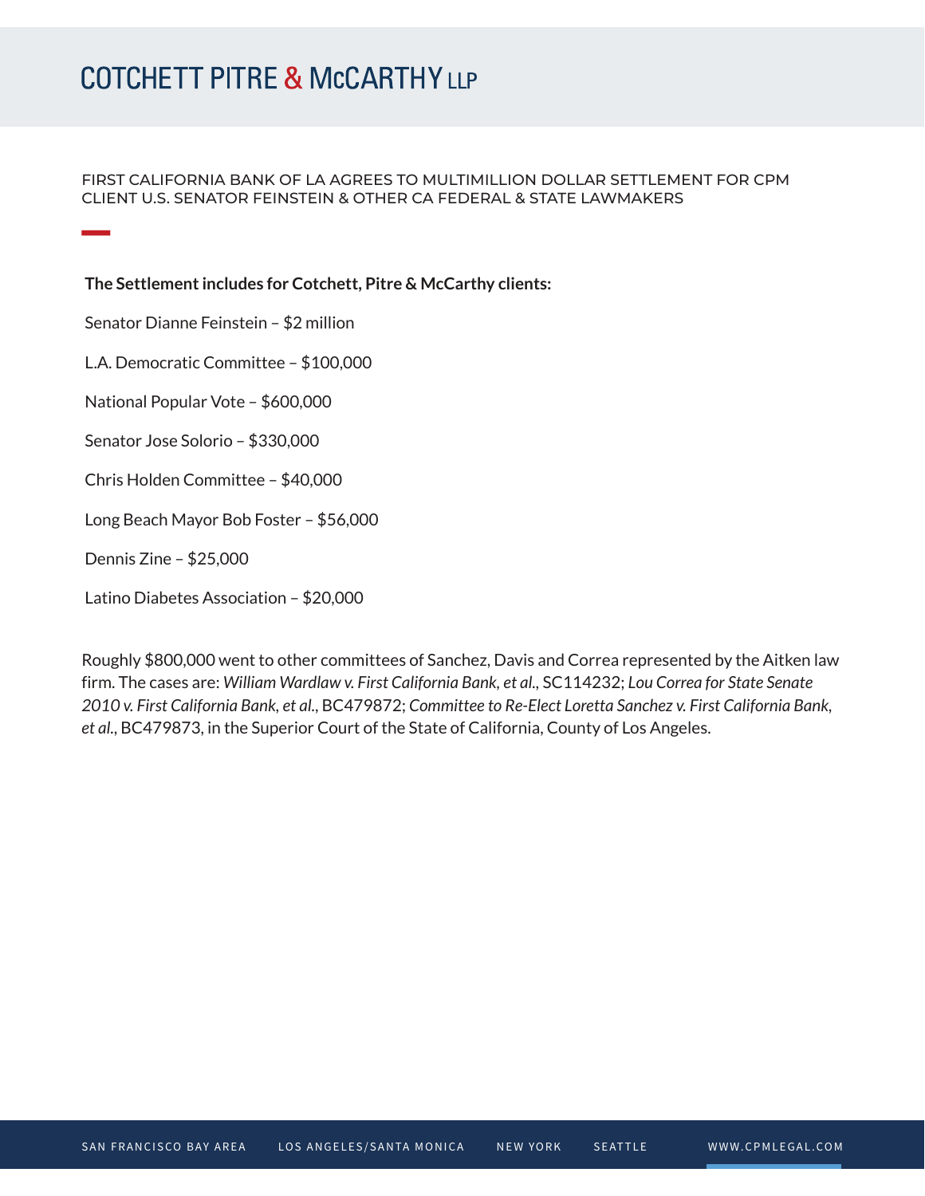FIRST CALIFORNIA BANK OF LA AGREES TO MULTIMILLION DOLLAR SETTLEMENT FOR CPM CLIENT U.S. SENATOR FEINSTEIN & OTHER CA FEDERAL & STATE LAWMAKERS

**The Settlement includes for Cotchett, Pitre & McCarthy clients:**

Senator Dianne Feinstein – $2 million

L.A. Democratic Committee – $100,000

National Popular Vote – $600,000

Senator Jose Solorio – $330,000

Chris Holden Committee – $40,000

Long Beach Mayor Bob Foster – $56,000

Dennis Zine – $25,000

Latino Diabetes Association – $20,000

Roughly $800,000 went to other committees of Sanchez, Davis and Correa represented by the Aitken law firm. The cases are: *William Wardlaw v. First California Bank, et al.*, SC114232; *Lou Correa for State Senate 2010 v. First California Bank, et al.*, BC479872; *Committee to Re-Elect Loretta Sanchez v. First California Bank, et al.*, BC479873, in the Superior Court of the State of California, County of Los Angeles.